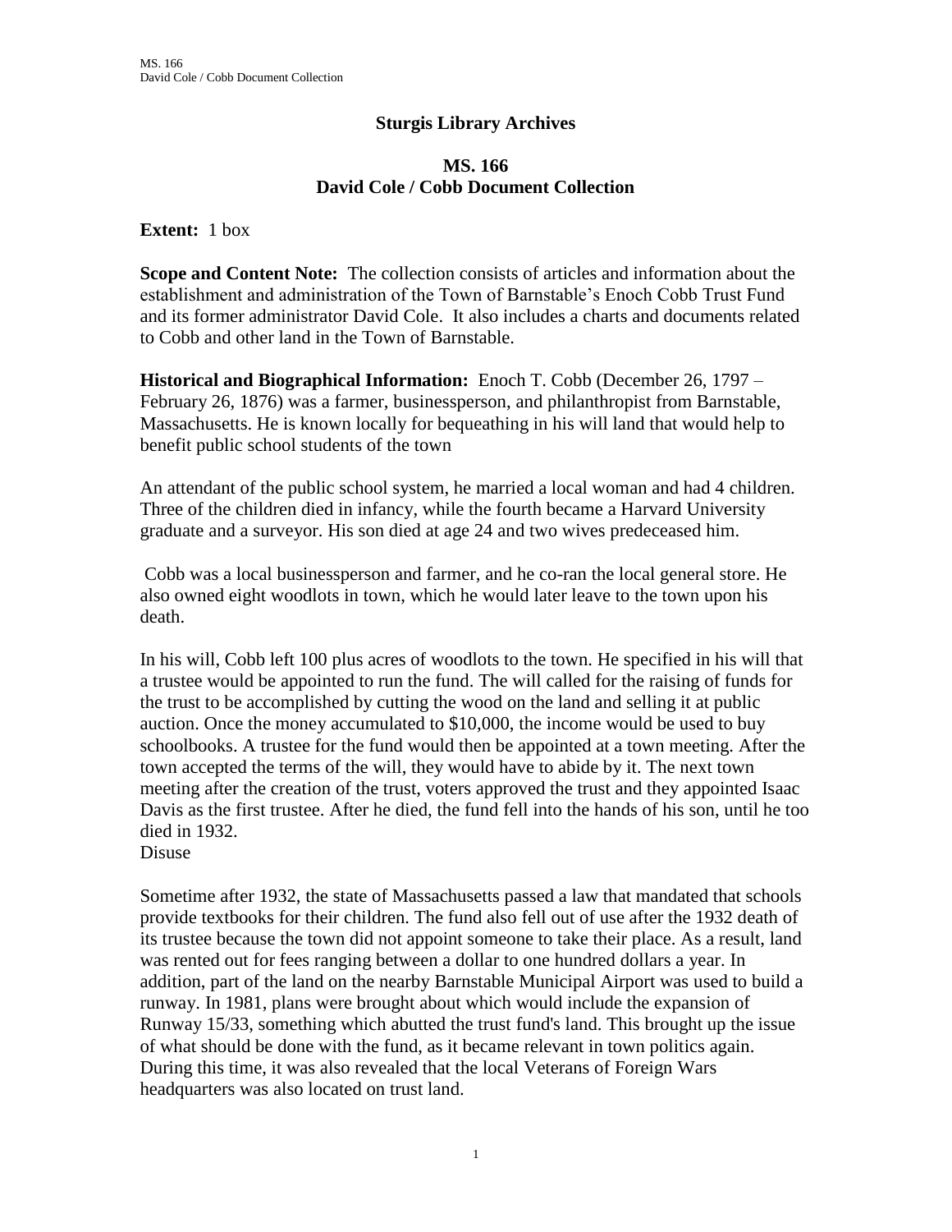## Sturgis Library Archives

## MS. 166
## David Cole / Cobb Document Collection

**Extent:** 1 box

**Scope and Content Note:** The collection consists of articles and information about the establishment and administration of the Town of Barnstable's Enoch Cobb Trust Fund and its former administrator David Cole. It also includes a charts and documents related to Cobb and other land in the Town of Barnstable.

**Historical and Biographical Information:** Enoch T. Cobb (December 26, 1797 – February 26, 1876) was a farmer, businessperson, and philanthropist from Barnstable, Massachusetts. He is known locally for bequeathing in his will land that would help to benefit public school students of the town

An attendant of the public school system, he married a local woman and had 4 children. Three of the children died in infancy, while the fourth became a Harvard University graduate and a surveyor. His son died at age 24 and two wives predeceased him.

Cobb was a local businessperson and farmer, and he co-ran the local general store. He also owned eight woodlots in town, which he would later leave to the town upon his death.

In his will, Cobb left 100 plus acres of woodlots to the town. He specified in his will that a trustee would be appointed to run the fund. The will called for the raising of funds for the trust to be accomplished by cutting the wood on the land and selling it at public auction. Once the money accumulated to $10,000, the income would be used to buy schoolbooks. A trustee for the fund would then be appointed at a town meeting. After the town accepted the terms of the will, they would have to abide by it. The next town meeting after the creation of the trust, voters approved the trust and they appointed Isaac Davis as the first trustee. After he died, the fund fell into the hands of his son, until he too died in 1932.
Disuse

Sometime after 1932, the state of Massachusetts passed a law that mandated that schools provide textbooks for their children. The fund also fell out of use after the 1932 death of its trustee because the town did not appoint someone to take their place. As a result, land was rented out for fees ranging between a dollar to one hundred dollars a year. In addition, part of the land on the nearby Barnstable Municipal Airport was used to build a runway. In 1981, plans were brought about which would include the expansion of Runway 15/33, something which abutted the trust fund's land. This brought up the issue of what should be done with the fund, as it became relevant in town politics again. During this time, it was also revealed that the local Veterans of Foreign Wars headquarters was also located on trust land.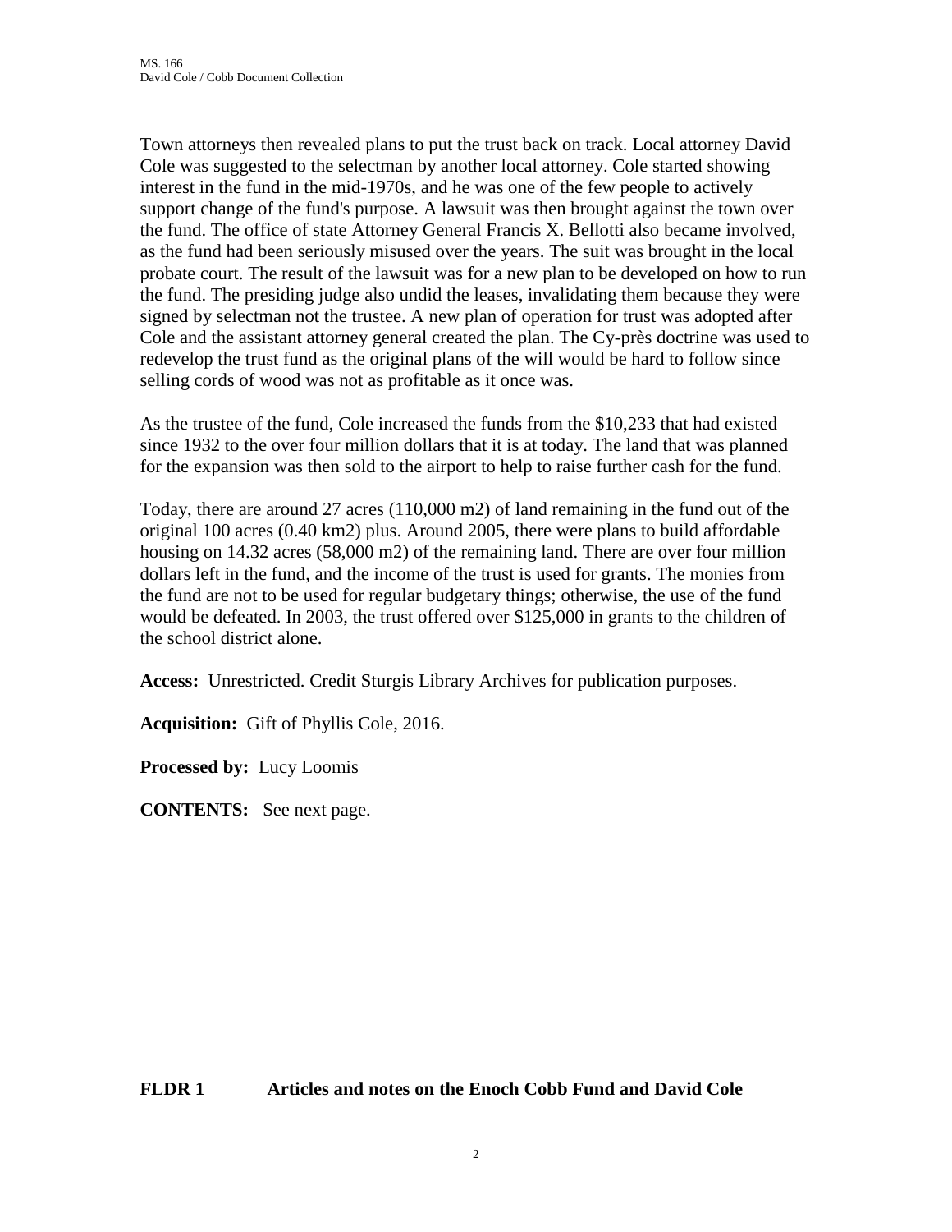Town attorneys then revealed plans to put the trust back on track. Local attorney David Cole was suggested to the selectman by another local attorney. Cole started showing interest in the fund in the mid-1970s, and he was one of the few people to actively support change of the fund's purpose. A lawsuit was then brought against the town over the fund. The office of state Attorney General Francis X. Bellotti also became involved, as the fund had been seriously misused over the years. The suit was brought in the local probate court. The result of the lawsuit was for a new plan to be developed on how to run the fund. The presiding judge also undid the leases, invalidating them because they were signed by selectman not the trustee. A new plan of operation for trust was adopted after Cole and the assistant attorney general created the plan. The Cy-près doctrine was used to redevelop the trust fund as the original plans of the will would be hard to follow since selling cords of wood was not as profitable as it once was.

As the trustee of the fund, Cole increased the funds from the $10,233 that had existed since 1932 to the over four million dollars that it is at today. The land that was planned for the expansion was then sold to the airport to help to raise further cash for the fund.

Today, there are around 27 acres (110,000 m2) of land remaining in the fund out of the original 100 acres (0.40 km2) plus. Around 2005, there were plans to build affordable housing on 14.32 acres (58,000 m2) of the remaining land. There are over four million dollars left in the fund, and the income of the trust is used for grants. The monies from the fund are not to be used for regular budgetary things; otherwise, the use of the fund would be defeated. In 2003, the trust offered over $125,000 in grants to the children of the school district alone.

**Access:** Unrestricted. Credit Sturgis Library Archives for publication purposes.

**Acquisition:** Gift of Phyllis Cole, 2016.

**Processed by:** Lucy Loomis

**CONTENTS:** See next page.

**FLDR 1 Articles and notes on the Enoch Cobb Fund and David Cole**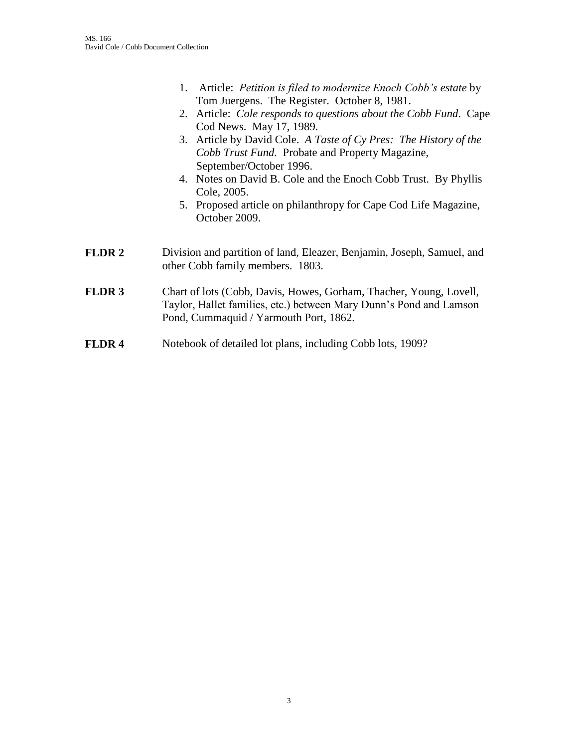1. Article: *Petition is filed to modernize Enoch Cobb's estate* by Tom Juergens. The Register. October 8, 1981.
2. Article: *Cole responds to questions about the Cobb Fund*. Cape Cod News. May 17, 1989.
3. Article by David Cole. *A Taste of Cy Pres: The History of the Cobb Trust Fund.* Probate and Property Magazine, September/October 1996.
4. Notes on David B. Cole and the Enoch Cobb Trust. By Phyllis Cole, 2005.
5. Proposed article on philanthropy for Cape Cod Life Magazine, October 2009.

**FLDR 2** Division and partition of land, Eleazer, Benjamin, Joseph, Samuel, and other Cobb family members. 1803.

**FLDR 3** Chart of lots (Cobb, Davis, Howes, Gorham, Thacher, Young, Lovell, Taylor, Hallet families, etc.) between Mary Dunn's Pond and Lamson Pond, Cummaquid / Yarmouth Port, 1862.

**FLDR 4** Notebook of detailed lot plans, including Cobb lots, 1909?